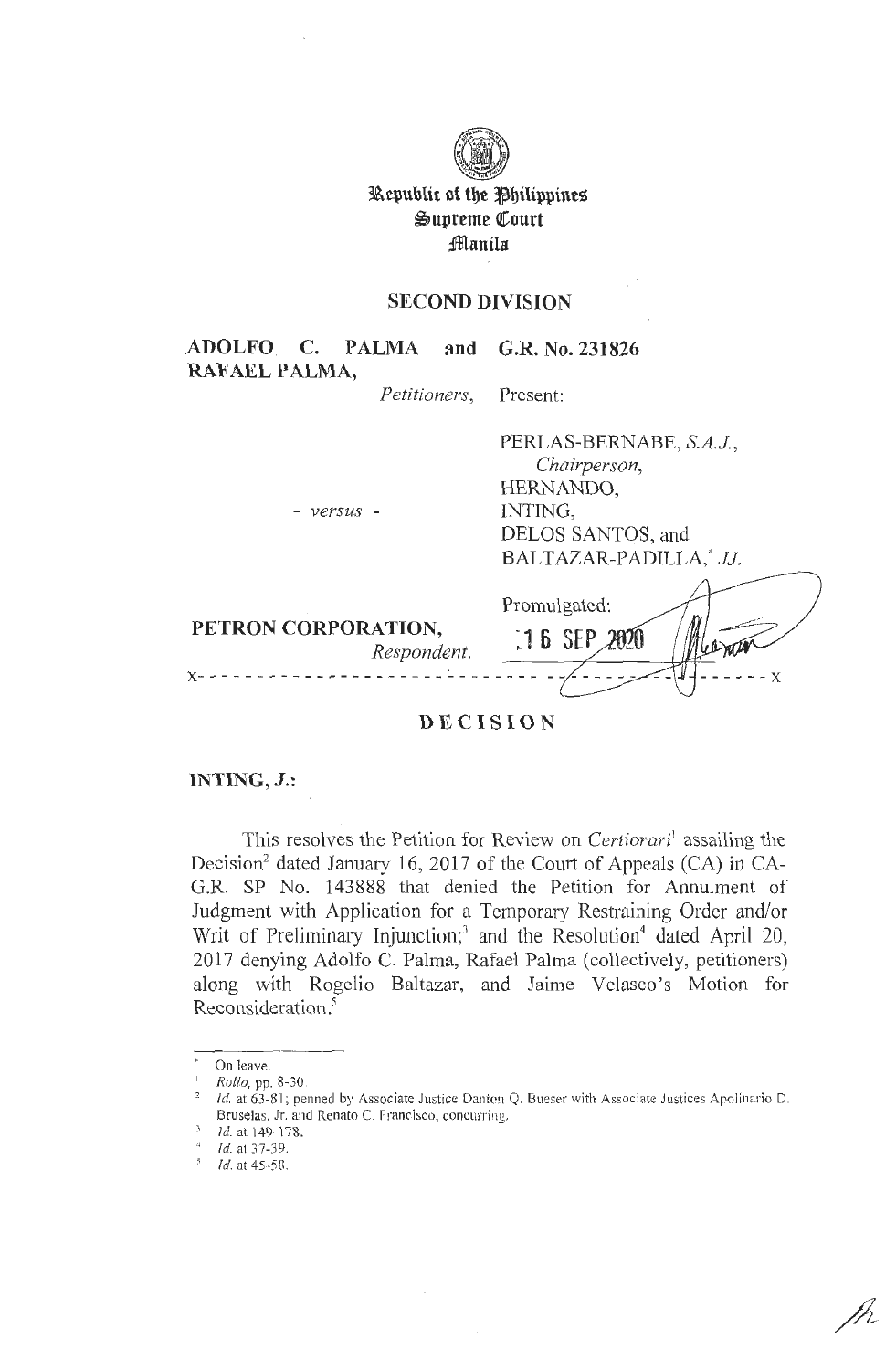Republic of the Philippines
Supreme Court
Manila

## SECOND DIVISION

**ADOLFO C. PALMA and RAFAEL PALMA,**
*Petitioners,*

**G.R. No. 231826**

Present:

PERLAS-BERNABE, *S.A.J.*,
*Chairperson*,
HERNANDO,
INTING,
DELOS SANTOS, and
BALTAZAR-PADILLA,[*] *JJ.*

\- *versus* -

**PETRON CORPORATION,**
*Respondent.*

Promulgated:
16 SEP 2020

x- - - - - - - - - - - - - - - - - - - - - - - - - - - - - - - - - - - - - - - - x

## DECISION

**INTING, *J.*:**

This resolves the Petition for Review on *Certiorari*[1] assailing the Decision[2] dated January 16, 2017 of the Court of Appeals (CA) in CA-G.R. SP No. 143888 that denied the Petition for Annulment of Judgment with Application for a Temporary Restraining Order and/or Writ of Preliminary Injunction;[3] and the Resolution[4] dated April 20, 2017 denying Adolfo C. Palma, Rafael Palma (collectively, petitioners) along with Rogelio Baltazar, and Jaime Velasco's Motion for Reconsideration.[5]

---

[*] On leave.

[1] *Rollo*, pp. 8-30.

[2] *Id.* at 63-81; penned by Associate Justice Danton Q. Bueser with Associate Justices Apolinario D. Bruselas, Jr. and Renato C. Francisco, concurring.

[3] *Id.* at 149-178.

[4] *Id.* at 37-39.

[5] *Id.* at 45-58.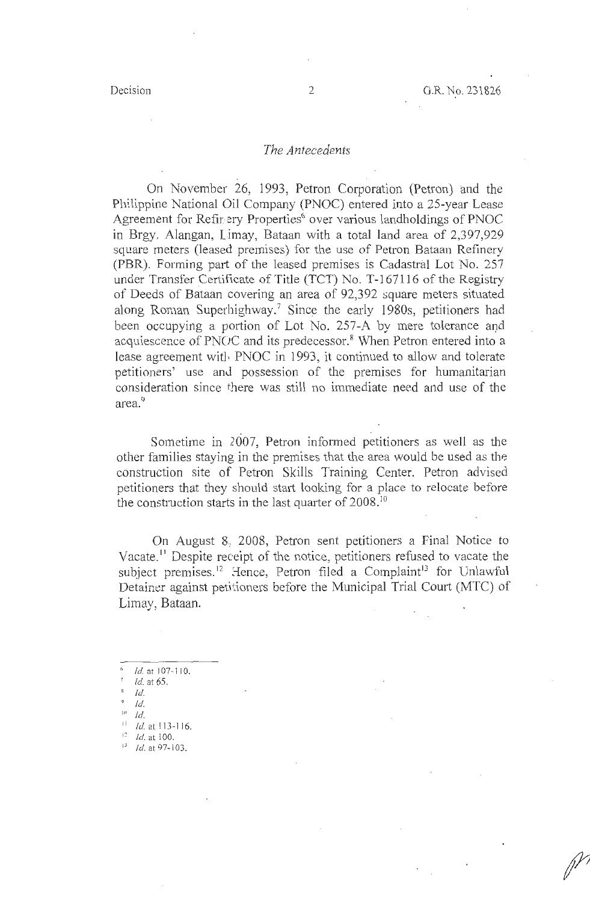## *The Antecedents*

On November 26, 1993, Petron Corporation (Petron) and the Philippine National Oil Company (PNOC) entered into a 25-year Lease Agreement for Refinery Properties[6] over various landholdings of PNOC in Brgy. Alangan, Limay, Bataan with a total land area of 2,397,929 square meters (leased premises) for the use of Petron Bataan Refinery (PBR). Forming part of the leased premises is Cadastral Lot No. 257 under Transfer Certificate of Title (TCT) No. T-167116 of the Registry of Deeds of Bataan covering an area of 92,392 square meters situated along Roman Superhighway.[7] Since the early 1980s, petitioners had been occupying a portion of Lot No. 257-A by mere tolerance and acquiescence of PNOC and its predecessor.[8] When Petron entered into a lease agreement with PNOC in 1993, it continued to allow and tolerate petitioners' use and possession of the premises for humanitarian consideration since there was still no immediate need and use of the area.[9]

Sometime in 2007, Petron informed petitioners as well as the other families staying in the premises that the area would be used as the construction site of Petron Skills Training Center. Petron advised petitioners that they should start looking for a place to relocate before the construction starts in the last quarter of 2008.[10]

On August 8, 2008, Petron sent petitioners a Final Notice to Vacate.[11] Despite receipt of the notice, petitioners refused to vacate the subject premises.[12] Hence, Petron filed a Complaint[13] for Unlawful Detainer against petitioners before the Municipal Trial Court (MTC) of Limay, Bataan.

---

[6] *Id.* at 107-110.
[7] *Id.* at 65.
[8] *Id.*
[9] *Id.*
[10] *Id.*
[11] *Id.* at 113-116.
[12] *Id.* at 100.
[13] *Id.* at 97-103.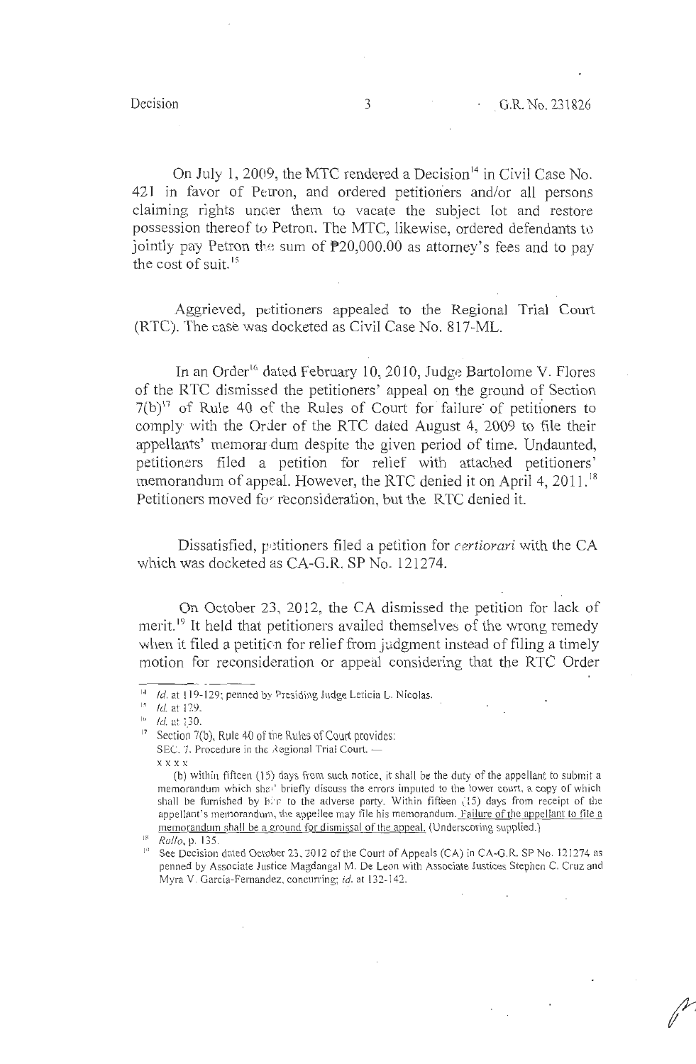On July 1, 2009, the MTC rendered a Decision[14] in Civil Case No. 421 in favor of Petron, and ordered petitioners and/or all persons claiming rights under them to vacate the subject lot and restore possession thereof to Petron. The MTC, likewise, ordered defendants to jointly pay Petron the sum of ₱20,000.00 as attorney's fees and to pay the cost of suit.[15]

Aggrieved, petitioners appealed to the Regional Trial Court (RTC). The case was docketed as Civil Case No. 817-ML.

In an Order[16] dated February 10, 2010, Judge Bartolome V. Flores of the RTC dismissed the petitioners' appeal on the ground of Section 7(b)[17] of Rule 40 of the Rules of Court for failure of petitioners to comply with the Order of the RTC dated August 4, 2009 to file their appellants' memorandum despite the given period of time. Undaunted, petitioners filed a petition for relief with attached petitioners' memorandum of appeal. However, the RTC denied it on April 4, 2011.[18] Petitioners moved for reconsideration, but the RTC denied it.

Dissatisfied, petitioners filed a petition for *certiorari* with the CA which was docketed as CA-G.R. SP No. 121274.

On October 23, 2012, the CA dismissed the petition for lack of merit.[19] It held that petitioners availed themselves of the wrong remedy when it filed a petition for relief from judgment instead of filing a timely motion for reconsideration or appeal considering that the RTC Order

---

[14] *Id.* at 119-129; penned by Presiding Judge Leticia L. Nicolas.

[15] *Id.* at 129.

[16] *Id.* at 130.

[17] Section 7(b), Rule 40 of the Rules of Court provides:
SEC. 7. Procedure in the Regional Trial Court. —
x x x x
(b) within fifteen (15) days from such notice, it shall be the duty of the appellant to submit a memorandum which shall briefly discuss the errors imputed to the lower court, a copy of which shall be furnished by him to the adverse party. Within fifteen (15) days from receipt of the appellant's memorandum, the appellee may file his memorandum. Failure of the appellant to file a memorandum shall be a ground for dismissal of the appeal. (Underscoring supplied.)

[18] *Rollo*, p. 135.

[19] See Decision dated October 23, 2012 of the Court of Appeals (CA) in CA-G.R. SP No. 121274 as penned by Associate Justice Magdangal M. De Leon with Associate Justices Stephen C. Cruz and Myra V. Garcia-Fernandez, concurring; *id.* at 132-142.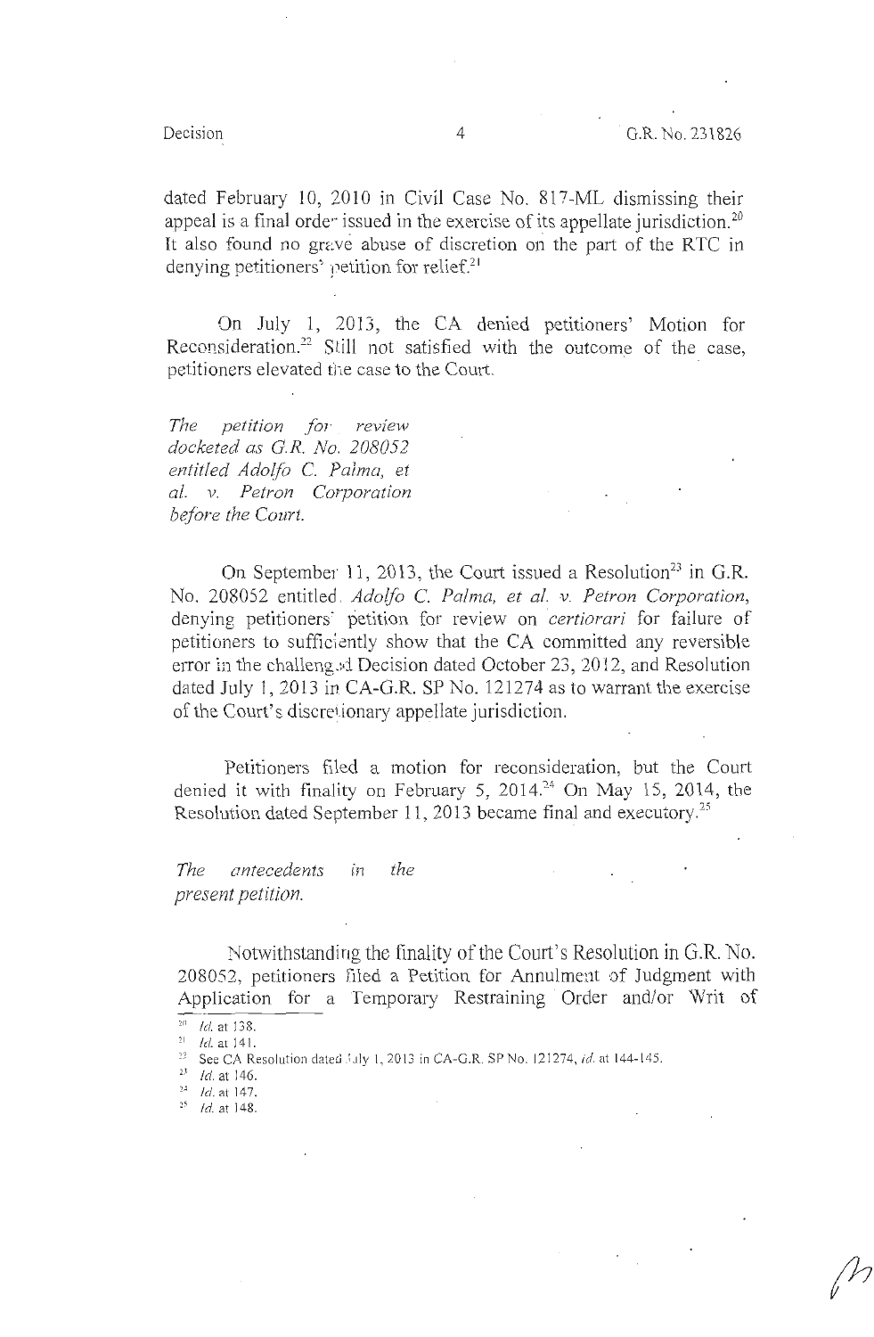dated February 10, 2010 in Civil Case No. 817-ML dismissing their appeal is a final order issued in the exercise of its appellate jurisdiction.[20] It also found no grave abuse of discretion on the part of the RTC in denying petitioners' petition for relief.[21]

On July 1, 2013, the CA denied petitioners' Motion for Reconsideration.[22] Still not satisfied with the outcome of the case, petitioners elevated the case to the Court.

*The petition for review docketed as G.R. No. 208052 entitled Adolfo C. Palma, et al. v. Petron Corporation before the Court.*

On September 11, 2013, the Court issued a Resolution[23] in G.R. No. 208052 entitled *Adolfo C. Palma, et al. v. Petron Corporation*, denying petitioners' petition for review on *certiorari* for failure of petitioners to sufficiently show that the CA committed any reversible error in the challenged Decision dated October 23, 2012, and Resolution dated July 1, 2013 in CA-G.R. SP No. 121274 as to warrant the exercise of the Court's discretionary appellate jurisdiction.

Petitioners filed a motion for reconsideration, but the Court denied it with finality on February 5, 2014.[24] On May 15, 2014, the Resolution dated September 11, 2013 became final and executory.[25]

*The antecedents in the present petition.*

Notwithstanding the finality of the Court's Resolution in G.R. No. 208052, petitioners filed a Petition for Annulment of Judgment with Application for a Temporary Restraining Order and/or Writ of

---

[20] *Id.* at 138.

[21] *Id.* at 141.

[22] See CA Resolution dated July 1, 2013 in CA-G.R. SP No. 121274, *id.* at 144-145.

[23] *Id.* at 146.

[24] *Id.* at 147.

[25] *Id.* at 148.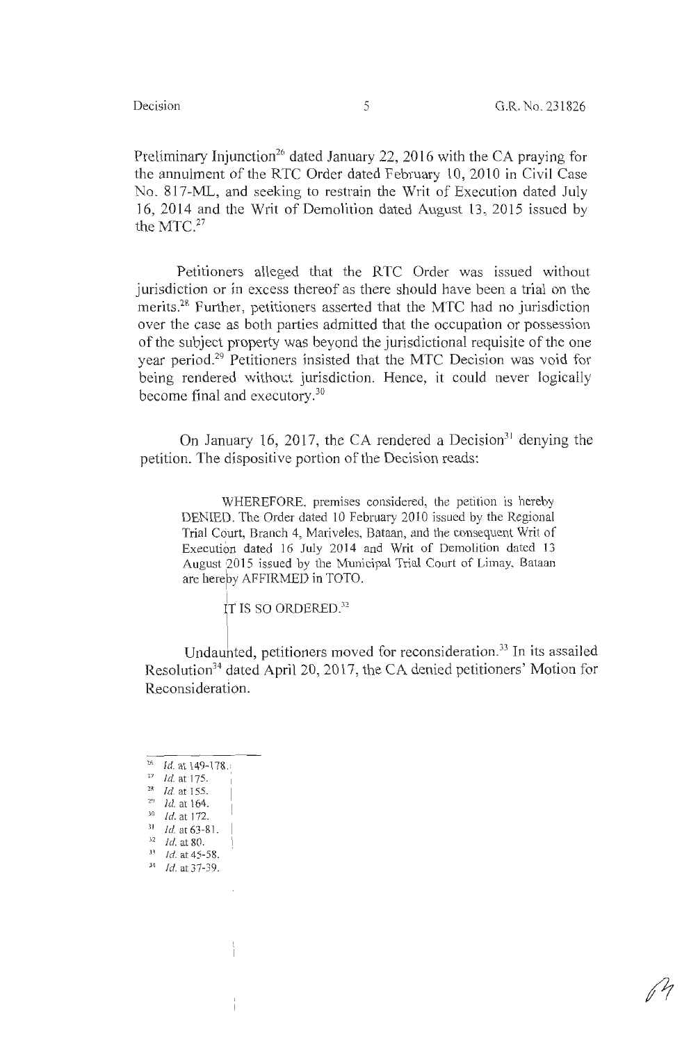Preliminary Injunction[26] dated January 22, 2016 with the CA praying for the annulment of the RTC Order dated February 10, 2010 in Civil Case No. 817-ML, and seeking to restrain the Writ of Execution dated July 16, 2014 and the Writ of Demolition dated August 13, 2015 issued by the MTC.[27]

Petitioners alleged that the RTC Order was issued without jurisdiction or in excess thereof as there should have been a trial on the merits.[28] Further, petitioners asserted that the MTC had no jurisdiction over the case as both parties admitted that the occupation or possession of the subject property was beyond the jurisdictional requisite of the one year period.[29] Petitioners insisted that the MTC Decision was void for being rendered without jurisdiction. Hence, it could never logically become final and executory.[30]

On January 16, 2017, the CA rendered a Decision[31] denying the petition. The dispositive portion of the Decision reads:

> WHEREFORE, premises considered, the petition is hereby DENIED. The Order dated 10 February 2010 issued by the Regional Trial Court, Branch 4, Mariveles, Bataan, and the consequent Writ of Execution dated 16 July 2014 and Writ of Demolition dated 13 August 2015 issued by the Municipal Trial Court of Limay, Bataan are hereby AFFIRMED in TOTO.
>
> IT IS SO ORDERED.[32]

Undaunted, petitioners moved for reconsideration.[33] In its assailed Resolution[34] dated April 20, 2017, the CA denied petitioners' Motion for Reconsideration.

---

[26] *Id.* at 149-178.
[27] *Id.* at 175.
[28] *Id.* at 155.
[29] *Id.* at 164.
[30] *Id.* at 172.
[31] *Id.* at 63-81.
[32] *Id.* at 80.
[33] *Id.* at 45-58.
[34] *Id.* at 37-39.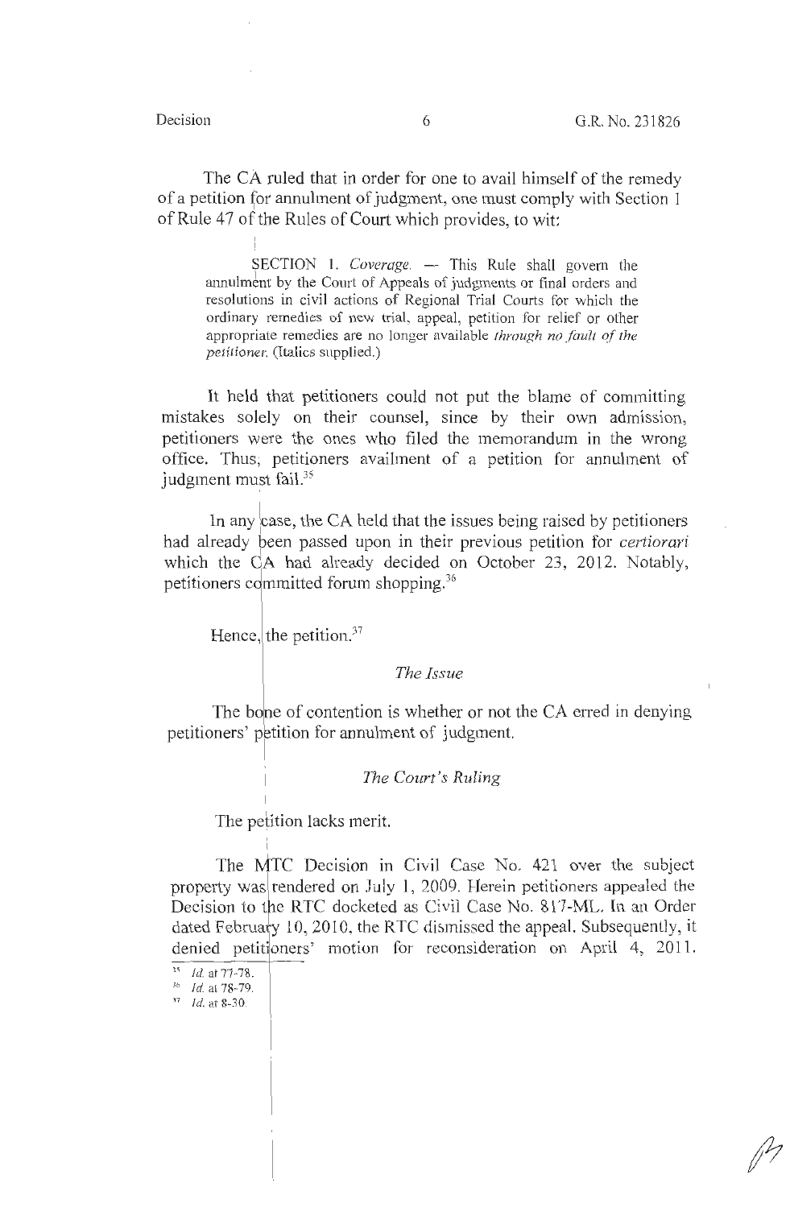The CA ruled that in order for one to avail himself of the remedy of a petition for annulment of judgment, one must comply with Section 1 of Rule 47 of the Rules of Court which provides, to wit:

> SECTION 1. *Coverage.* — This Rule shall govern the annulment by the Court of Appeals of judgments or final orders and resolutions in civil actions of Regional Trial Courts for which the ordinary remedies of new trial, appeal, petition for relief or other appropriate remedies are no longer available *through no fault of the petitioner*. (Italics supplied.)

It held that petitioners could not put the blame of committing mistakes solely on their counsel, since by their own admission, petitioners were the ones who filed the memorandum in the wrong office. Thus, petitioners availment of a petition for annulment of judgment must fail.[35]

In any case, the CA held that the issues being raised by petitioners had already been passed upon in their previous petition for *certiorari* which the CA had already decided on October 23, 2012. Notably, petitioners committed forum shopping.[36]

Hence, the petition.[37]

### *The Issue*

The bone of contention is whether or not the CA erred in denying petitioners' petition for annulment of judgment.

### *The Court's Ruling*

The petition lacks merit.

The MTC Decision in Civil Case No. 421 over the subject property was rendered on July 1, 2009. Herein petitioners appealed the Decision to the RTC docketed as Civil Case No. 817-ML. In an Order dated February 10, 2010, the RTC dismissed the appeal. Subsequently, it denied petitioners' motion for reconsideration on April 4, 2011.

---

[35] *Id.* at 77-78.

[36] *Id.* at 78-79.

[37] *Id.* at 8-30.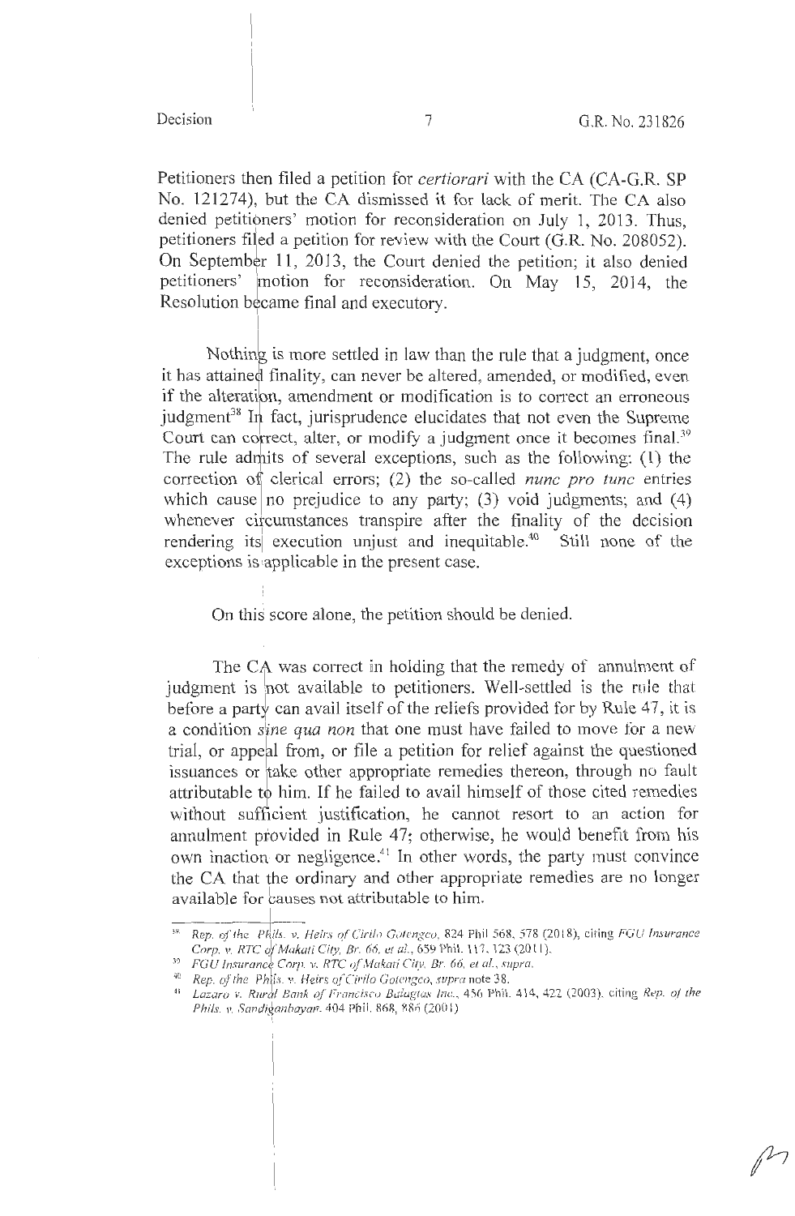Petitioners then filed a petition for *certiorari* with the CA (CA-G.R. SP No. 121274), but the CA dismissed it for lack of merit. The CA also denied petitioners' motion for reconsideration on July 1, 2013. Thus, petitioners filed a petition for review with the Court (G.R. No. 208052). On September 11, 2013, the Court denied the petition; it also denied petitioners' motion for reconsideration. On May 15, 2014, the Resolution became final and executory.

Nothing is more settled in law than the rule that a judgment, once it has attained finality, can never be altered, amended, or modified, even if the alteration, amendment or modification is to correct an erroneous judgment[38] In fact, jurisprudence elucidates that not even the Supreme Court can correct, alter, or modify a judgment once it becomes final.[39] The rule admits of several exceptions, such as the following: (1) the correction of clerical errors; (2) the so-called *nunc pro tunc* entries which cause no prejudice to any party; (3) void judgments; and (4) whenever circumstances transpire after the finality of the decision rendering its execution unjust and inequitable.[40] Still none of the exceptions is applicable in the present case.

On this score alone, the petition should be denied.

The CA was correct in holding that the remedy of annulment of judgment is not available to petitioners. Well-settled is the rule that before a party can avail itself of the reliefs provided for by Rule 47, it is a condition *sine qua non* that one must have failed to move for a new trial, or appeal from, or file a petition for relief against the questioned issuances or take other appropriate remedies thereon, through no fault attributable to him. If he failed to avail himself of those cited remedies without sufficient justification, he cannot resort to an action for annulment provided in Rule 47; otherwise, he would benefit from his own inaction or negligence.[41] In other words, the party must convince the CA that the ordinary and other appropriate remedies are no longer available for causes not attributable to him.

---

[38] *Rep. of the Phils. v. Heirs of Cirilo Gotengco*, 824 Phil 568, 578 (2018), citing *FGU Insurance Corp. v. RTC of Makati City, Br. 66, et al.*, 659 Phil. 117, 123 (2011).

[39] *FGU Insurance Corp. v. RTC of Makati City, Br. 66, et al., supra.*

[40] *Rep. of the Phils. v. Heirs of Cirilo Gotengco, supra* note 38.

[41] *Lazaro v. Rural Bank of Francisco Balagtas Inc.*, 456 Phil. 414, 422 (2003), citing *Rep. of the Phils. v. Sandiganbayan*, 404 Phil. 868, 886 (2001)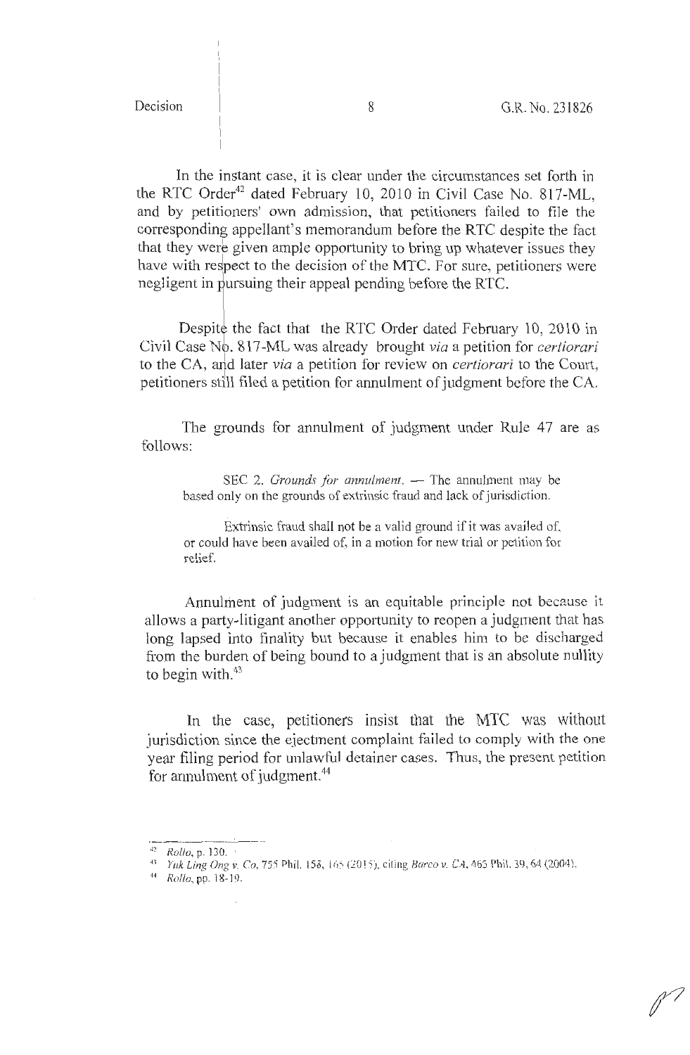In the instant case, it is clear under the circumstances set forth in the RTC Order[42] dated February 10, 2010 in Civil Case No. 817-ML, and by petitioners' own admission, that petitioners failed to file the corresponding appellant's memorandum before the RTC despite the fact that they were given ample opportunity to bring up whatever issues they have with respect to the decision of the MTC. For sure, petitioners were negligent in pursuing their appeal pending before the RTC.

Despite the fact that the RTC Order dated February 10, 2010 in Civil Case No. 817-ML was already brought *via* a petition for *certiorari* to the CA, and later *via* a petition for review on *certiorari* to the Court, petitioners still filed a petition for annulment of judgment before the CA.

The grounds for annulment of judgment under Rule 47 are as follows:

> SEC 2. *Grounds for annulment.* — The annulment may be based only on the grounds of extrinsic fraud and lack of jurisdiction.
>
> Extrinsic fraud shall not be a valid ground if it was availed of, or could have been availed of, in a motion for new trial or petition for relief.

Annulment of judgment is an equitable principle not because it allows a party-litigant another opportunity to reopen a judgment that has long lapsed into finality but because it enables him to be discharged from the burden of being bound to a judgment that is an absolute nullity to begin with.[43]

In the case, petitioners insist that the MTC was without jurisdiction since the ejectment complaint failed to comply with the one year filing period for unlawful detainer cases. Thus, the present petition for annulment of judgment.[44]

---

[42] *Rollo*, p. 130.

[43] *Yuk Ling Ong v. Co*, 755 Phil. 158, 165 (2015), citing *Barco v. CA*, 465 Phil. 39, 64 (2004).

[44] *Rollo*, pp. 18-19.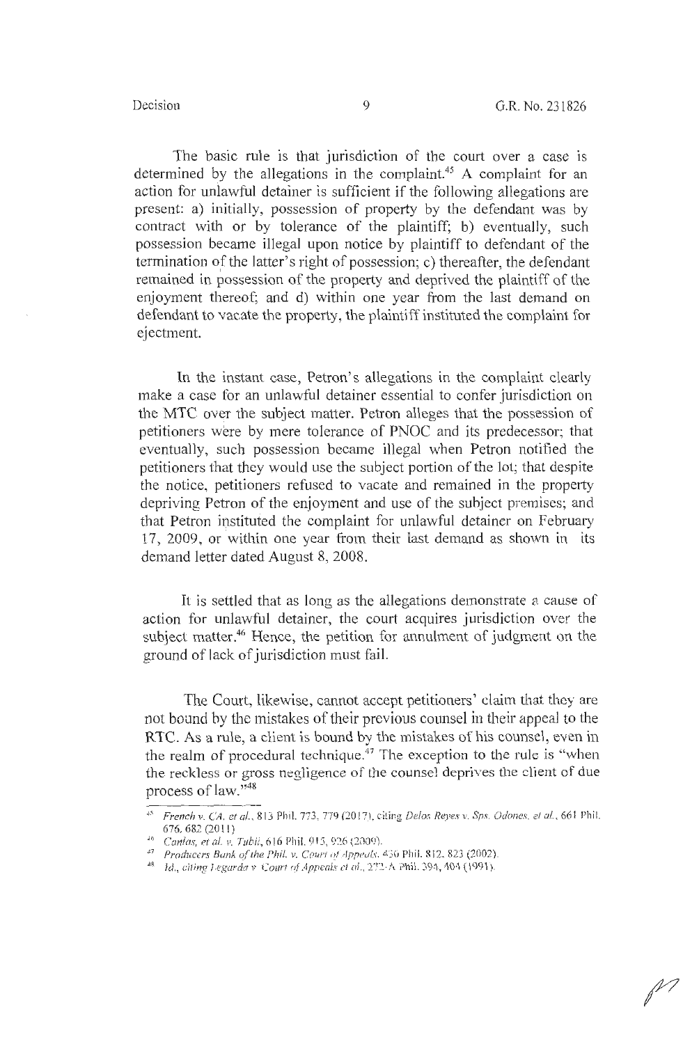The basic rule is that jurisdiction of the court over a case is determined by the allegations in the complaint.[45] A complaint for an action for unlawful detainer is sufficient if the following allegations are present: a) initially, possession of property by the defendant was by contract with or by tolerance of the plaintiff; b) eventually, such possession became illegal upon notice by plaintiff to defendant of the termination of the latter's right of possession; c) thereafter, the defendant remained in possession of the property and deprived the plaintiff of the enjoyment thereof; and d) within one year from the last demand on defendant to vacate the property, the plaintiff instituted the complaint for ejectment.

In the instant case, Petron's allegations in the complaint clearly make a case for an unlawful detainer essential to confer jurisdiction on the MTC over the subject matter. Petron alleges that the possession of petitioners were by mere tolerance of PNOC and its predecessor; that eventually, such possession became illegal when Petron notified the petitioners that they would use the subject portion of the lot; that despite the notice, petitioners refused to vacate and remained in the property depriving Petron of the enjoyment and use of the subject premises; and that Petron instituted the complaint for unlawful detainer on February 17, 2009, or within one year from their last demand as shown in its demand letter dated August 8, 2008.

It is settled that as long as the allegations demonstrate a cause of action for unlawful detainer, the court acquires jurisdiction over the subject matter.[46] Hence, the petition for annulment of judgment on the ground of lack of jurisdiction must fail.

The Court, likewise, cannot accept petitioners' claim that they are not bound by the mistakes of their previous counsel in their appeal to the RTC. As a rule, a client is bound by the mistakes of his counsel, even in the realm of procedural technique.[47] The exception to the rule is "when the reckless or gross negligence of the counsel deprives the client of due process of law."[48]

---

[45] *French v. CA, et al.*, 813 Phil. 773, 779 (2017), citing *Delos Reyes v. Sps. Odones, et al.*, 661 Phil. 676, 682 (2011).

[46] *Canlas, et al. v. Tubil*, 616 Phil. 915, 926 (2009).

[47] *Producers Bank of the Phil. v. Court of Appeals*, 430 Phil. 812, 823 (2002).

[48] *Id.*, citing *Legarda v. Court of Appeals et al.*, 272-A Phil. 394, 404 (1991).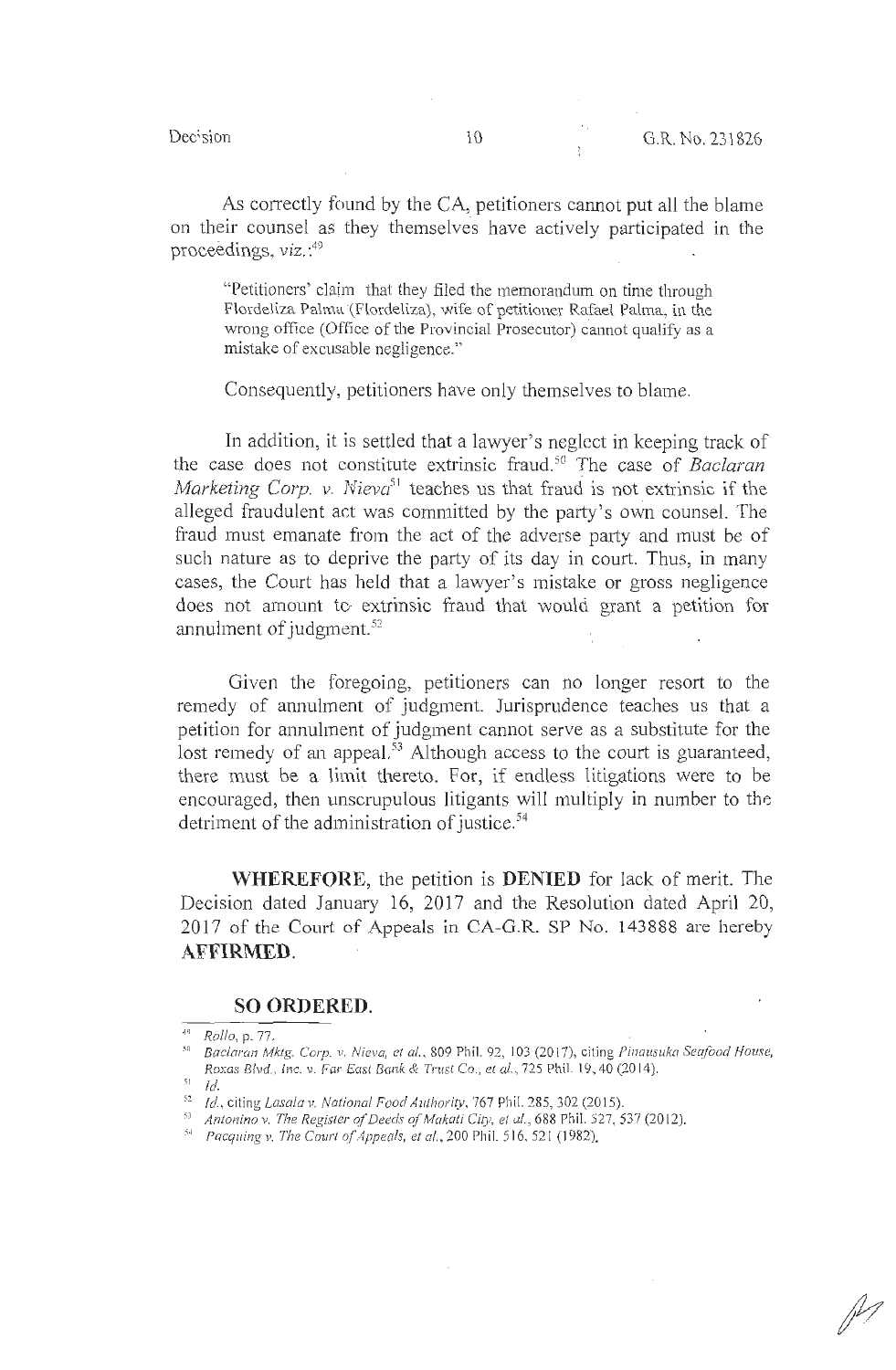As correctly found by the CA, petitioners cannot put all the blame on their counsel as they themselves have actively participated in the proceedings, *viz.*:[49]

> "Petitioners' claim that they filed the memorandum on time through Flordeliza Palma (Flordeliza), wife of petitioner Rafael Palma, in the wrong office (Office of the Provincial Prosecutor) cannot qualify as a mistake of excusable negligence."

Consequently, petitioners have only themselves to blame.

In addition, it is settled that a lawyer's neglect in keeping track of the case does not constitute extrinsic fraud.[50] The case of *Baclaran Marketing Corp. v. Nieva*[51] teaches us that fraud is not extrinsic if the alleged fraudulent act was committed by the party's own counsel. The fraud must emanate from the act of the adverse party and must be of such nature as to deprive the party of its day in court. Thus, in many cases, the Court has held that a lawyer's mistake or gross negligence does not amount to extrinsic fraud that would grant a petition for annulment of judgment.[52]

Given the foregoing, petitioners can no longer resort to the remedy of annulment of judgment. Jurisprudence teaches us that a petition for annulment of judgment cannot serve as a substitute for the lost remedy of an appeal.[53] Although access to the court is guaranteed, there must be a limit thereto. For, if endless litigations were to be encouraged, then unscrupulous litigants will multiply in number to the detriment of the administration of justice.[54]

**WHEREFORE**, the petition is **DENIED** for lack of merit. The Decision dated January 16, 2017 and the Resolution dated April 20, 2017 of the Court of Appeals in CA-G.R. SP No. 143888 are hereby **AFFIRMED**.

**SO ORDERED.**

---

[49] *Rollo*, p. 77.

[50] *Baclaran Mktg. Corp. v. Nieva, et al.*, 809 Phil. 92, 103 (2017), citing *Pinausukan Seafood House, Roxas Blvd., Inc. v. Far East Bank & Trust Co., et al.*, 725 Phil. 19, 40 (2014).

[51] *Id.*

[52] *Id.*, citing *Lasala v. National Food Authority*, 767 Phil. 285, 302 (2015).

[53] *Antonino v. The Register of Deeds of Makati City, et al.*, 688 Phil. 527, 537 (2012).

[54] *Pacquing v. The Court of Appeals, et al.*, 200 Phil. 516, 521 (1982).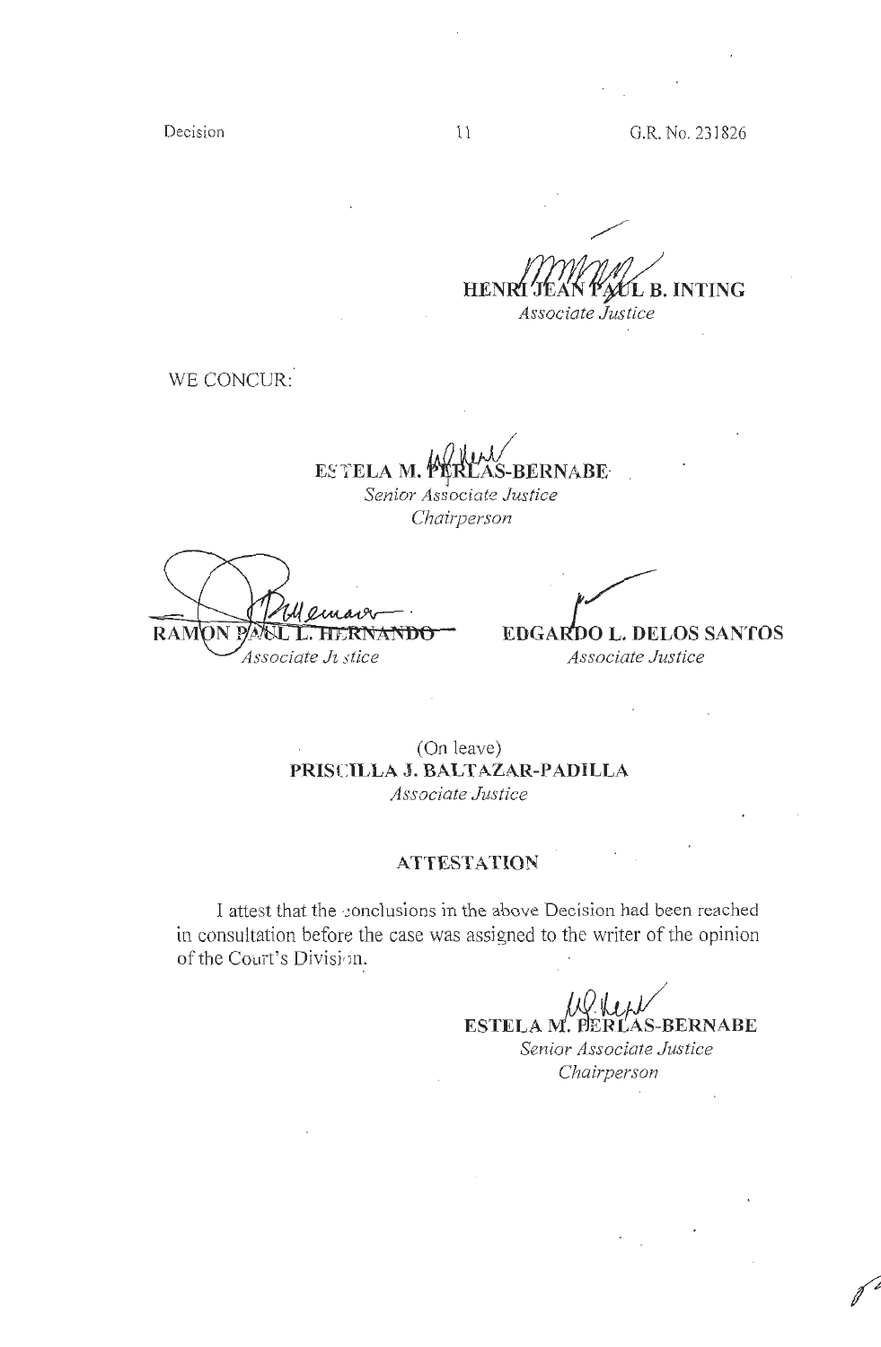**HENRI JEAN PAUL B. INTING**
*Associate Justice*

WE CONCUR:

**ESTELA M. PERLAS-BERNABE**
*Senior Associate Justice*
*Chairperson*

**RAMON PAUL L. HERNANDO**
*Associate Justice*

**EDGARDO L. DELOS SANTOS**
*Associate Justice*

(On leave)
**PRISCILLA J. BALTAZAR-PADILLA**
*Associate Justice*

## ATTESTATION

I attest that the conclusions in the above Decision had been reached in consultation before the case was assigned to the writer of the opinion of the Court's Division.

**ESTELA M. PERLAS-BERNABE**
*Senior Associate Justice*
*Chairperson*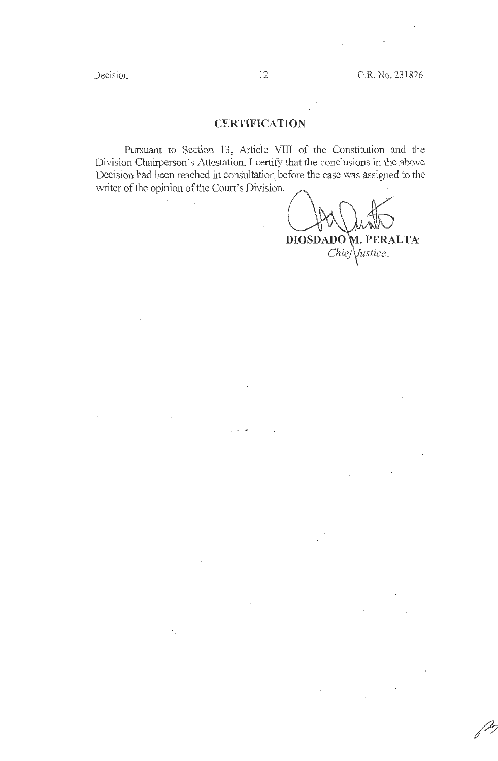## CERTIFICATION

Pursuant to Section 13, Article VIII of the Constitution and the Division Chairperson's Attestation, I certify that the conclusions in the above Decision had been reached in consultation before the case was assigned to the writer of the opinion of the Court's Division.

**DIOSDADO M. PERALTA**
*Chief Justice*